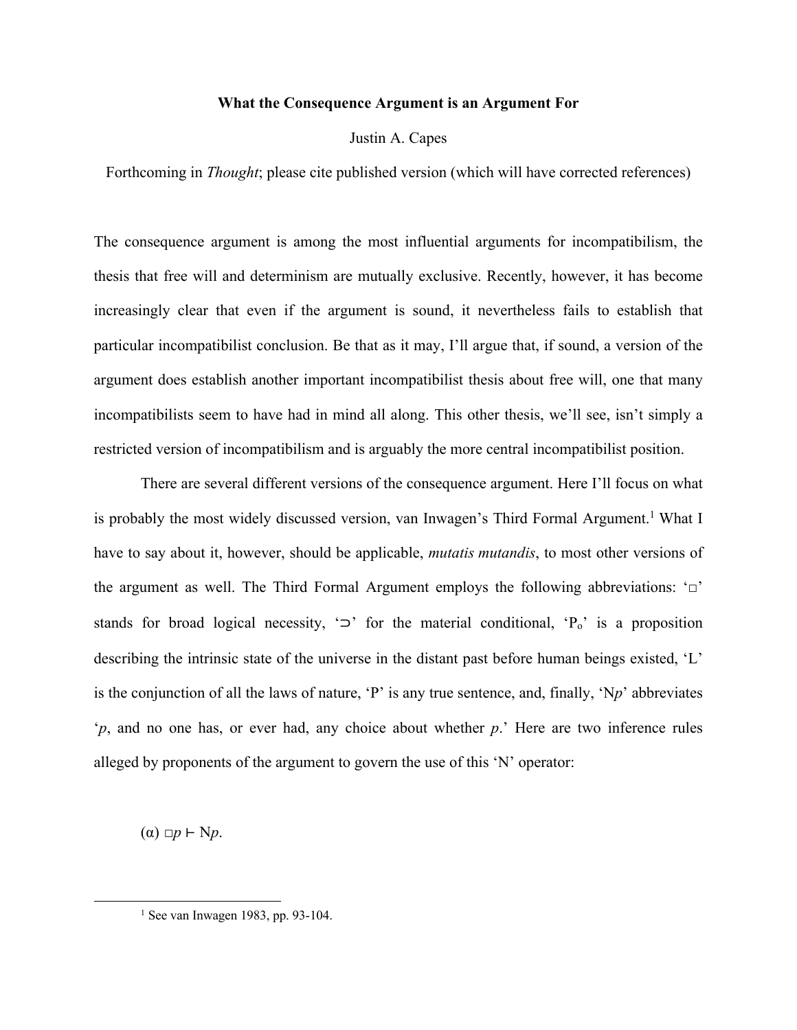**What the Consequence Argument is an Argument For**

Justin A. Capes

Forthcoming in *Thought*; please cite published version (which will have corrected references)

The consequence argument is among the most influential arguments for incompatibilism, the thesis that free will and determinism are mutually exclusive. Recently, however, it has become increasingly clear that even if the argument is sound, it nevertheless fails to establish that particular incompatibilist conclusion. Be that as it may, I'll argue that, if sound, a version of the argument does establish another important incompatibilist thesis about free will, one that many incompatibilists seem to have had in mind all along. This other thesis, we'll see, isn't simply a restricted version of incompatibilism and is arguably the more central incompatibilist position.

There are several different versions of the consequence argument. Here I'll focus on what is probably the most widely discussed version, van Inwagen's Third Formal Argument.[1] What I have to say about it, however, should be applicable, *mutatis mutandis*, to most other versions of the argument as well. The Third Formal Argument employs the following abbreviations: '$\Box$' stands for broad logical necessity, '$\supset$' for the material conditional, '$P_o$' is a proposition describing the intrinsic state of the universe in the distant past before human beings existed, 'L' is the conjunction of all the laws of nature, 'P' is any true sentence, and, finally, 'N*p*' abbreviates '*p*, and no one has, or ever had, any choice about whether *p*.' Here are two inference rules alleged by proponents of the argument to govern the use of this 'N' operator:

(α) $\Box p \vdash Np$.

[1] See van Inwagen 1983, pp. 93-104.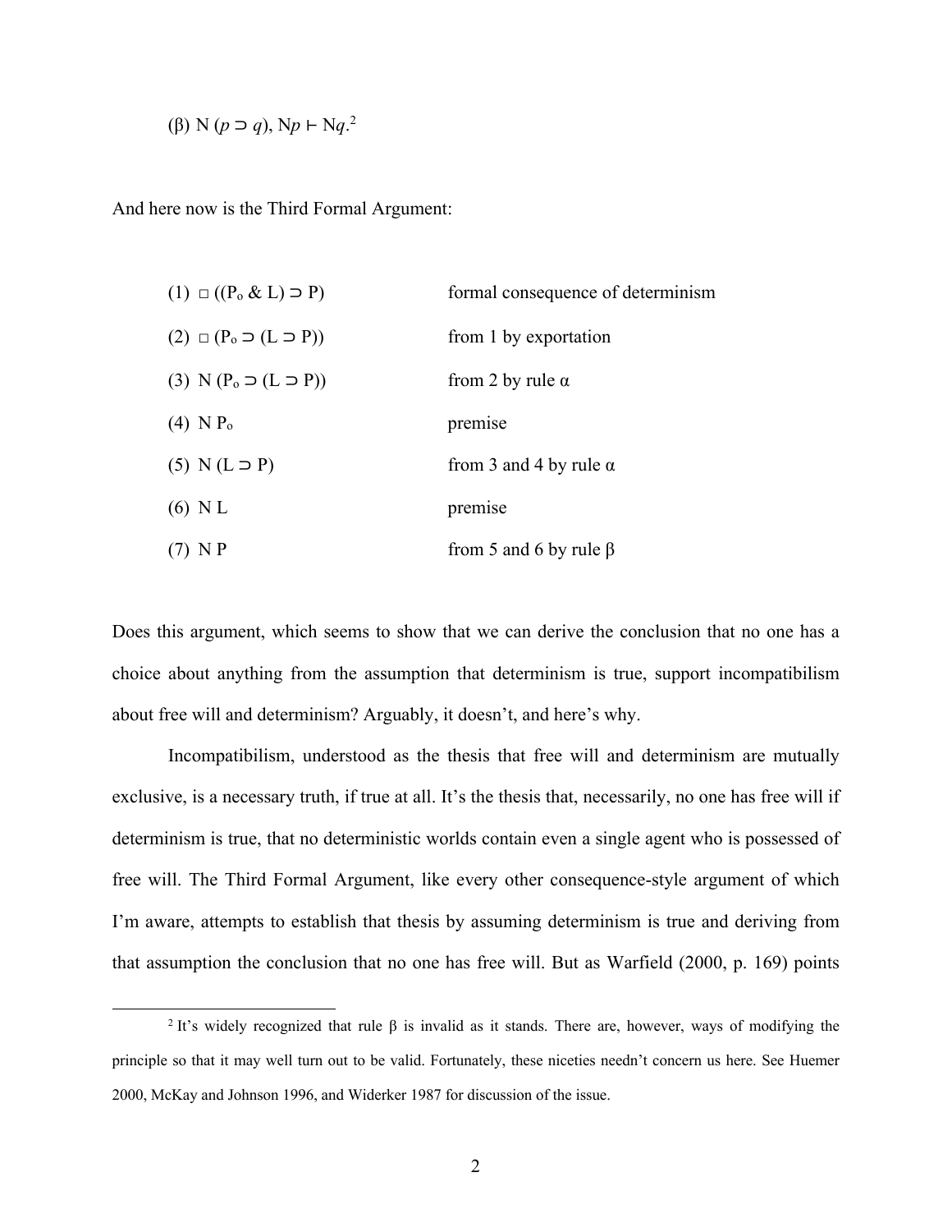(β) $N(p \supset q), Np \vdash Nq$.[2]

And here now is the Third Formal Argument:

| | |
|---|---|
| (1) $\Box((P_o \,\&\, L) \supset P)$ | formal consequence of determinism |
| (2) $\Box(P_o \supset (L \supset P))$ | from 1 by exportation |
| (3) $N(P_o \supset (L \supset P))$ | from 2 by rule α |
| (4) $N\,P_o$ | premise |
| (5) $N(L \supset P)$ | from 3 and 4 by rule α |
| (6) $N\,L$ | premise |
| (7) $N\,P$ | from 5 and 6 by rule β |

Does this argument, which seems to show that we can derive the conclusion that no one has a choice about anything from the assumption that determinism is true, support incompatibilism about free will and determinism? Arguably, it doesn't, and here's why.

Incompatibilism, understood as the thesis that free will and determinism are mutually exclusive, is a necessary truth, if true at all. It's the thesis that, necessarily, no one has free will if determinism is true, that no deterministic worlds contain even a single agent who is possessed of free will. The Third Formal Argument, like every other consequence-style argument of which I'm aware, attempts to establish that thesis by assuming determinism is true and deriving from that assumption the conclusion that no one has free will. But as Warfield (2000, p. 169) points

---

[2] It's widely recognized that rule β is invalid as it stands. There are, however, ways of modifying the principle so that it may well turn out to be valid. Fortunately, these niceties needn't concern us here. See Huemer 2000, McKay and Johnson 1996, and Widerker 1987 for discussion of the issue.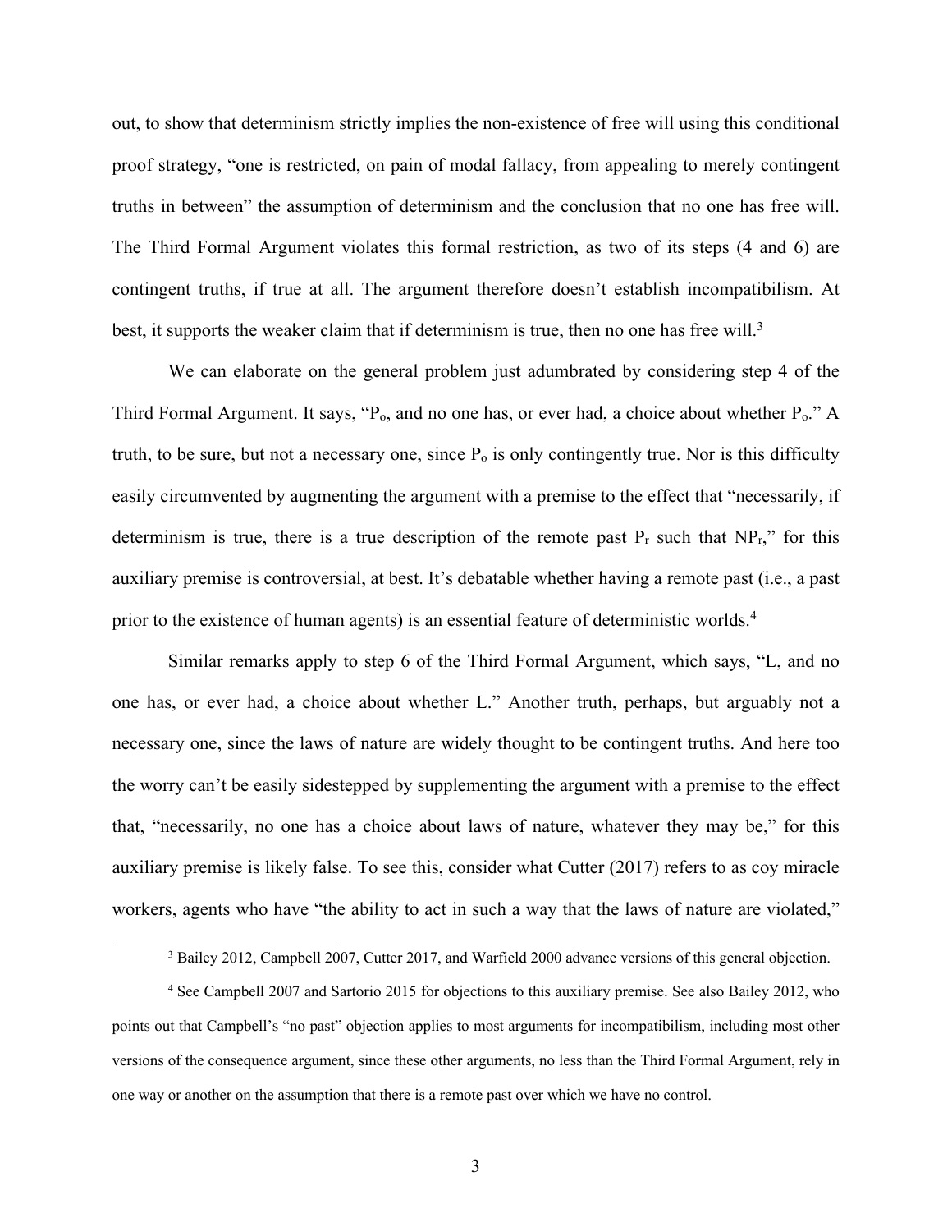out, to show that determinism strictly implies the non-existence of free will using this conditional proof strategy, "one is restricted, on pain of modal fallacy, from appealing to merely contingent truths in between" the assumption of determinism and the conclusion that no one has free will. The Third Formal Argument violates this formal restriction, as two of its steps (4 and 6) are contingent truths, if true at all. The argument therefore doesn't establish incompatibilism. At best, it supports the weaker claim that if determinism is true, then no one has free will.[3]

We can elaborate on the general problem just adumbrated by considering step 4 of the Third Formal Argument. It says, "$P_o$, and no one has, or ever had, a choice about whether $P_o$." A truth, to be sure, but not a necessary one, since $P_o$ is only contingently true. Nor is this difficulty easily circumvented by augmenting the argument with a premise to the effect that "necessarily, if determinism is true, there is a true description of the remote past $P_r$ such that $NP_r$," for this auxiliary premise is controversial, at best. It's debatable whether having a remote past (i.e., a past prior to the existence of human agents) is an essential feature of deterministic worlds.[4]

Similar remarks apply to step 6 of the Third Formal Argument, which says, "L, and no one has, or ever had, a choice about whether L." Another truth, perhaps, but arguably not a necessary one, since the laws of nature are widely thought to be contingent truths. And here too the worry can't be easily sidestepped by supplementing the argument with a premise to the effect that, "necessarily, no one has a choice about laws of nature, whatever they may be," for this auxiliary premise is likely false. To see this, consider what Cutter (2017) refers to as coy miracle workers, agents who have "the ability to act in such a way that the laws of nature are violated,"

[3] Bailey 2012, Campbell 2007, Cutter 2017, and Warfield 2000 advance versions of this general objection.

[4] See Campbell 2007 and Sartorio 2015 for objections to this auxiliary premise. See also Bailey 2012, who points out that Campbell's "no past" objection applies to most arguments for incompatibilism, including most other versions of the consequence argument, since these other arguments, no less than the Third Formal Argument, rely in one way or another on the assumption that there is a remote past over which we have no control.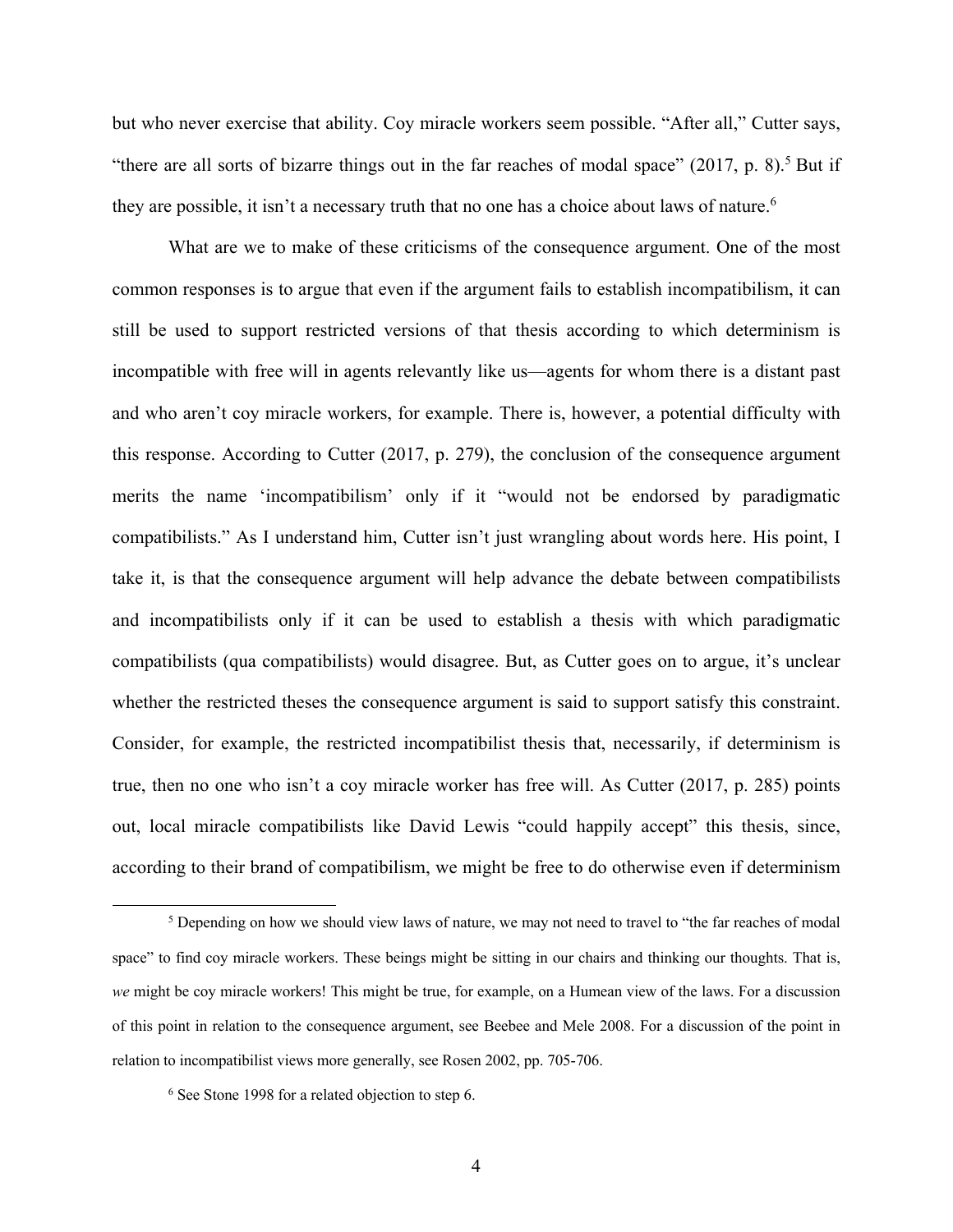but who never exercise that ability. Coy miracle workers seem possible. "After all," Cutter says, "there are all sorts of bizarre things out in the far reaches of modal space" (2017, p. 8).[5] But if they are possible, it isn't a necessary truth that no one has a choice about laws of nature.[6]

What are we to make of these criticisms of the consequence argument. One of the most common responses is to argue that even if the argument fails to establish incompatibilism, it can still be used to support restricted versions of that thesis according to which determinism is incompatible with free will in agents relevantly like us—agents for whom there is a distant past and who aren't coy miracle workers, for example. There is, however, a potential difficulty with this response. According to Cutter (2017, p. 279), the conclusion of the consequence argument merits the name 'incompatibilism' only if it "would not be endorsed by paradigmatic compatibilists." As I understand him, Cutter isn't just wrangling about words here. His point, I take it, is that the consequence argument will help advance the debate between compatibilists and incompatibilists only if it can be used to establish a thesis with which paradigmatic compatibilists (qua compatibilists) would disagree. But, as Cutter goes on to argue, it's unclear whether the restricted theses the consequence argument is said to support satisfy this constraint. Consider, for example, the restricted incompatibilist thesis that, necessarily, if determinism is true, then no one who isn't a coy miracle worker has free will. As Cutter (2017, p. 285) points out, local miracle compatibilists like David Lewis "could happily accept" this thesis, since, according to their brand of compatibilism, we might be free to do otherwise even if determinism

[5] Depending on how we should view laws of nature, we may not need to travel to "the far reaches of modal space" to find coy miracle workers. These beings might be sitting in our chairs and thinking our thoughts. That is, *we* might be coy miracle workers! This might be true, for example, on a Humean view of the laws. For a discussion of this point in relation to the consequence argument, see Beebee and Mele 2008. For a discussion of the point in relation to incompatibilist views more generally, see Rosen 2002, pp. 705-706.

[6] See Stone 1998 for a related objection to step 6.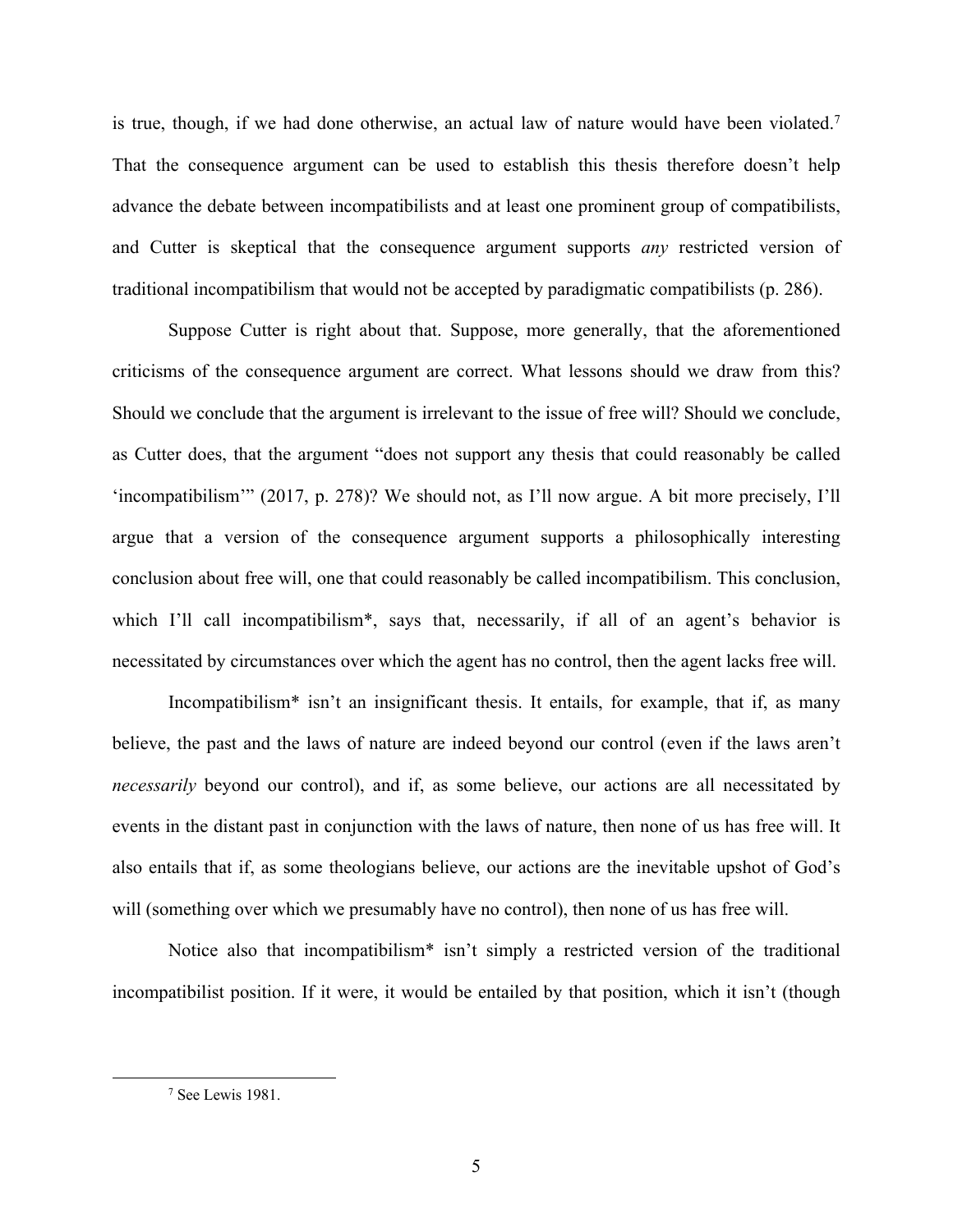is true, though, if we had done otherwise, an actual law of nature would have been violated.[7] That the consequence argument can be used to establish this thesis therefore doesn't help advance the debate between incompatibilists and at least one prominent group of compatibilists, and Cutter is skeptical that the consequence argument supports *any* restricted version of traditional incompatibilism that would not be accepted by paradigmatic compatibilists (p. 286).

Suppose Cutter is right about that. Suppose, more generally, that the aforementioned criticisms of the consequence argument are correct. What lessons should we draw from this? Should we conclude that the argument is irrelevant to the issue of free will? Should we conclude, as Cutter does, that the argument "does not support any thesis that could reasonably be called 'incompatibilism'" (2017, p. 278)? We should not, as I'll now argue. A bit more precisely, I'll argue that a version of the consequence argument supports a philosophically interesting conclusion about free will, one that could reasonably be called incompatibilism. This conclusion, which I'll call incompatibilism*, says that, necessarily, if all of an agent's behavior is necessitated by circumstances over which the agent has no control, then the agent lacks free will.

Incompatibilism* isn't an insignificant thesis. It entails, for example, that if, as many believe, the past and the laws of nature are indeed beyond our control (even if the laws aren't *necessarily* beyond our control), and if, as some believe, our actions are all necessitated by events in the distant past in conjunction with the laws of nature, then none of us has free will. It also entails that if, as some theologians believe, our actions are the inevitable upshot of God's will (something over which we presumably have no control), then none of us has free will.

Notice also that incompatibilism* isn't simply a restricted version of the traditional incompatibilist position. If it were, it would be entailed by that position, which it isn't (though

[7] See Lewis 1981.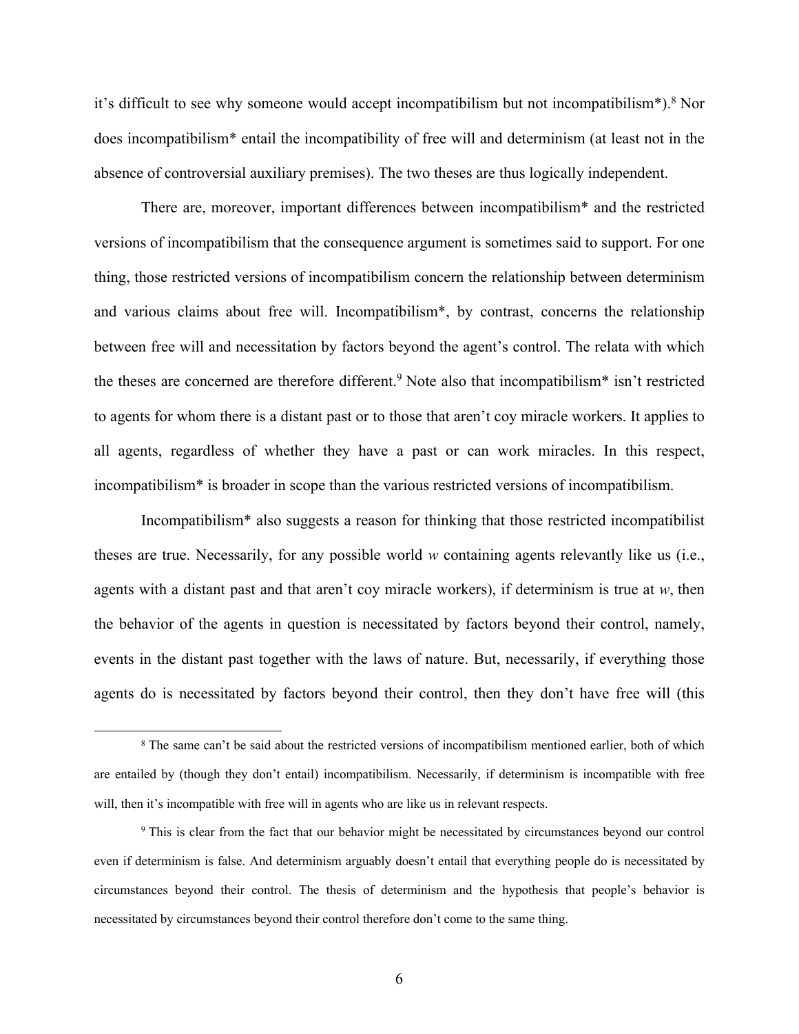it's difficult to see why someone would accept incompatibilism but not incompatibilism*).[8] Nor does incompatibilism* entail the incompatibility of free will and determinism (at least not in the absence of controversial auxiliary premises). The two theses are thus logically independent.

There are, moreover, important differences between incompatibilism* and the restricted versions of incompatibilism that the consequence argument is sometimes said to support. For one thing, those restricted versions of incompatibilism concern the relationship between determinism and various claims about free will. Incompatibilism*, by contrast, concerns the relationship between free will and necessitation by factors beyond the agent's control. The relata with which the theses are concerned are therefore different.[9] Note also that incompatibilism* isn't restricted to agents for whom there is a distant past or to those that aren't coy miracle workers. It applies to all agents, regardless of whether they have a past or can work miracles. In this respect, incompatibilism* is broader in scope than the various restricted versions of incompatibilism.

Incompatibilism* also suggests a reason for thinking that those restricted incompatibilist theses are true. Necessarily, for any possible world *w* containing agents relevantly like us (i.e., agents with a distant past and that aren't coy miracle workers), if determinism is true at *w*, then the behavior of the agents in question is necessitated by factors beyond their control, namely, events in the distant past together with the laws of nature. But, necessarily, if everything those agents do is necessitated by factors beyond their control, then they don't have free will (this

---

[8] The same can't be said about the restricted versions of incompatibilism mentioned earlier, both of which are entailed by (though they don't entail) incompatibilism. Necessarily, if determinism is incompatible with free will, then it's incompatible with free will in agents who are like us in relevant respects.

[9] This is clear from the fact that our behavior might be necessitated by circumstances beyond our control even if determinism is false. And determinism arguably doesn't entail that everything people do is necessitated by circumstances beyond their control. The thesis of determinism and the hypothesis that people's behavior is necessitated by circumstances beyond their control therefore don't come to the same thing.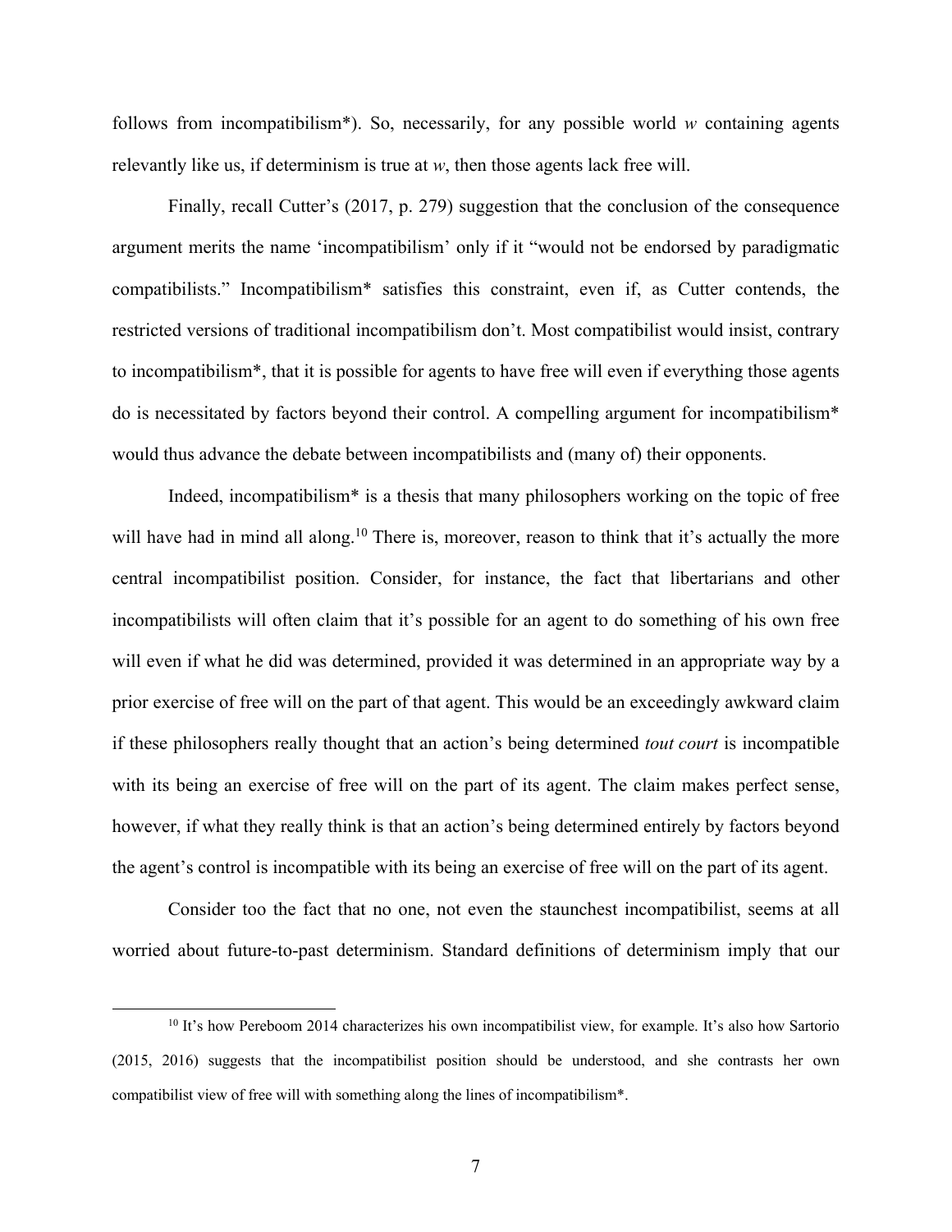follows from incompatibilism*). So, necessarily, for any possible world *w* containing agents relevantly like us, if determinism is true at *w*, then those agents lack free will.

Finally, recall Cutter's (2017, p. 279) suggestion that the conclusion of the consequence argument merits the name 'incompatibilism' only if it "would not be endorsed by paradigmatic compatibilists." Incompatibilism* satisfies this constraint, even if, as Cutter contends, the restricted versions of traditional incompatibilism don't. Most compatibilist would insist, contrary to incompatibilism*, that it is possible for agents to have free will even if everything those agents do is necessitated by factors beyond their control. A compelling argument for incompatibilism* would thus advance the debate between incompatibilists and (many of) their opponents.

Indeed, incompatibilism* is a thesis that many philosophers working on the topic of free will have had in mind all along.[10] There is, moreover, reason to think that it's actually the more central incompatibilist position. Consider, for instance, the fact that libertarians and other incompatibilists will often claim that it's possible for an agent to do something of his own free will even if what he did was determined, provided it was determined in an appropriate way by a prior exercise of free will on the part of that agent. This would be an exceedingly awkward claim if these philosophers really thought that an action's being determined *tout court* is incompatible with its being an exercise of free will on the part of its agent. The claim makes perfect sense, however, if what they really think is that an action's being determined entirely by factors beyond the agent's control is incompatible with its being an exercise of free will on the part of its agent.

Consider too the fact that no one, not even the staunchest incompatibilist, seems at all worried about future-to-past determinism. Standard definitions of determinism imply that our

---

[10] It's how Pereboom 2014 characterizes his own incompatibilist view, for example. It's also how Sartorio (2015, 2016) suggests that the incompatibilist position should be understood, and she contrasts her own compatibilist view of free will with something along the lines of incompatibilism*.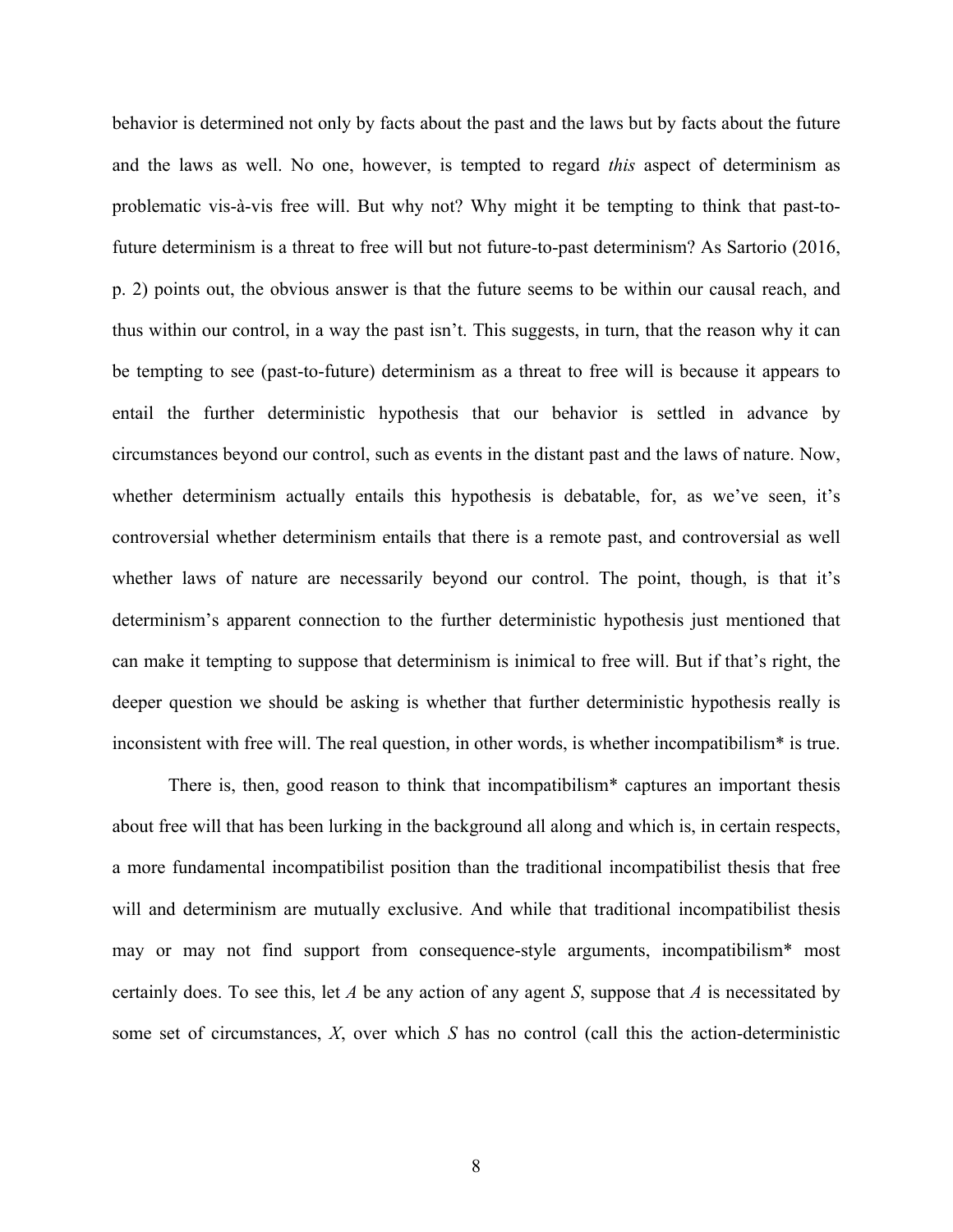behavior is determined not only by facts about the past and the laws but by facts about the future and the laws as well. No one, however, is tempted to regard *this* aspect of determinism as problematic vis-à-vis free will. But why not? Why might it be tempting to think that past-to-future determinism is a threat to free will but not future-to-past determinism? As Sartorio (2016, p. 2) points out, the obvious answer is that the future seems to be within our causal reach, and thus within our control, in a way the past isn't. This suggests, in turn, that the reason why it can be tempting to see (past-to-future) determinism as a threat to free will is because it appears to entail the further deterministic hypothesis that our behavior is settled in advance by circumstances beyond our control, such as events in the distant past and the laws of nature. Now, whether determinism actually entails this hypothesis is debatable, for, as we've seen, it's controversial whether determinism entails that there is a remote past, and controversial as well whether laws of nature are necessarily beyond our control. The point, though, is that it's determinism's apparent connection to the further deterministic hypothesis just mentioned that can make it tempting to suppose that determinism is inimical to free will. But if that's right, the deeper question we should be asking is whether that further deterministic hypothesis really is inconsistent with free will. The real question, in other words, is whether incompatibilism* is true.

There is, then, good reason to think that incompatibilism* captures an important thesis about free will that has been lurking in the background all along and which is, in certain respects, a more fundamental incompatibilist position than the traditional incompatibilist thesis that free will and determinism are mutually exclusive. And while that traditional incompatibilist thesis may or may not find support from consequence-style arguments, incompatibilism* most certainly does. To see this, let *A* be any action of any agent *S*, suppose that *A* is necessitated by some set of circumstances, *X*, over which *S* has no control (call this the action-deterministic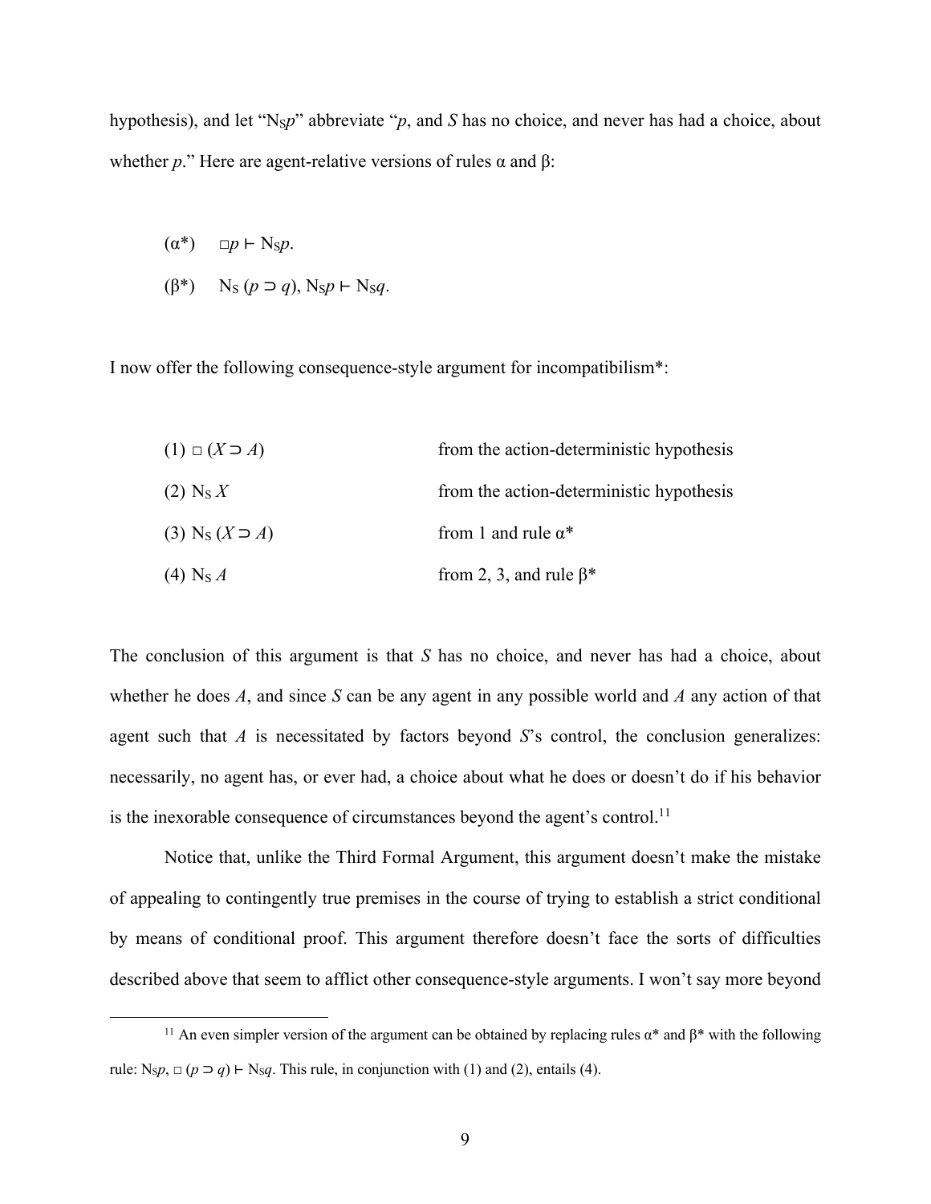hypothesis), and let "$N_S p$" abbreviate "*p*, and *S* has no choice, and never has had a choice, about whether *p*." Here are agent-relative versions of rules α and β:

(α*) $\quad \Box p \vdash N_S p$.

(β*) $\quad N_S (p \supset q), N_S p \vdash N_S q$.

I now offer the following consequence-style argument for incompatibilism*:

| | |
|---|---|
| (1) $\Box (X \supset A)$ | from the action-deterministic hypothesis |
| (2) $N_S X$ | from the action-deterministic hypothesis |
| (3) $N_S (X \supset A)$ | from 1 and rule α* |
| (4) $N_S A$ | from 2, 3, and rule β* |

The conclusion of this argument is that *S* has no choice, and never has had a choice, about whether he does *A*, and since *S* can be any agent in any possible world and *A* any action of that agent such that *A* is necessitated by factors beyond *S*'s control, the conclusion generalizes: necessarily, no agent has, or ever had, a choice about what he does or doesn't do if his behavior is the inexorable consequence of circumstances beyond the agent's control.[11]

Notice that, unlike the Third Formal Argument, this argument doesn't make the mistake of appealing to contingently true premises in the course of trying to establish a strict conditional by means of conditional proof. This argument therefore doesn't face the sorts of difficulties described above that seem to afflict other consequence-style arguments. I won't say more beyond

---

[11] An even simpler version of the argument can be obtained by replacing rules α* and β* with the following rule: $N_S p, \Box (p \supset q) \vdash N_S q$. This rule, in conjunction with (1) and (2), entails (4).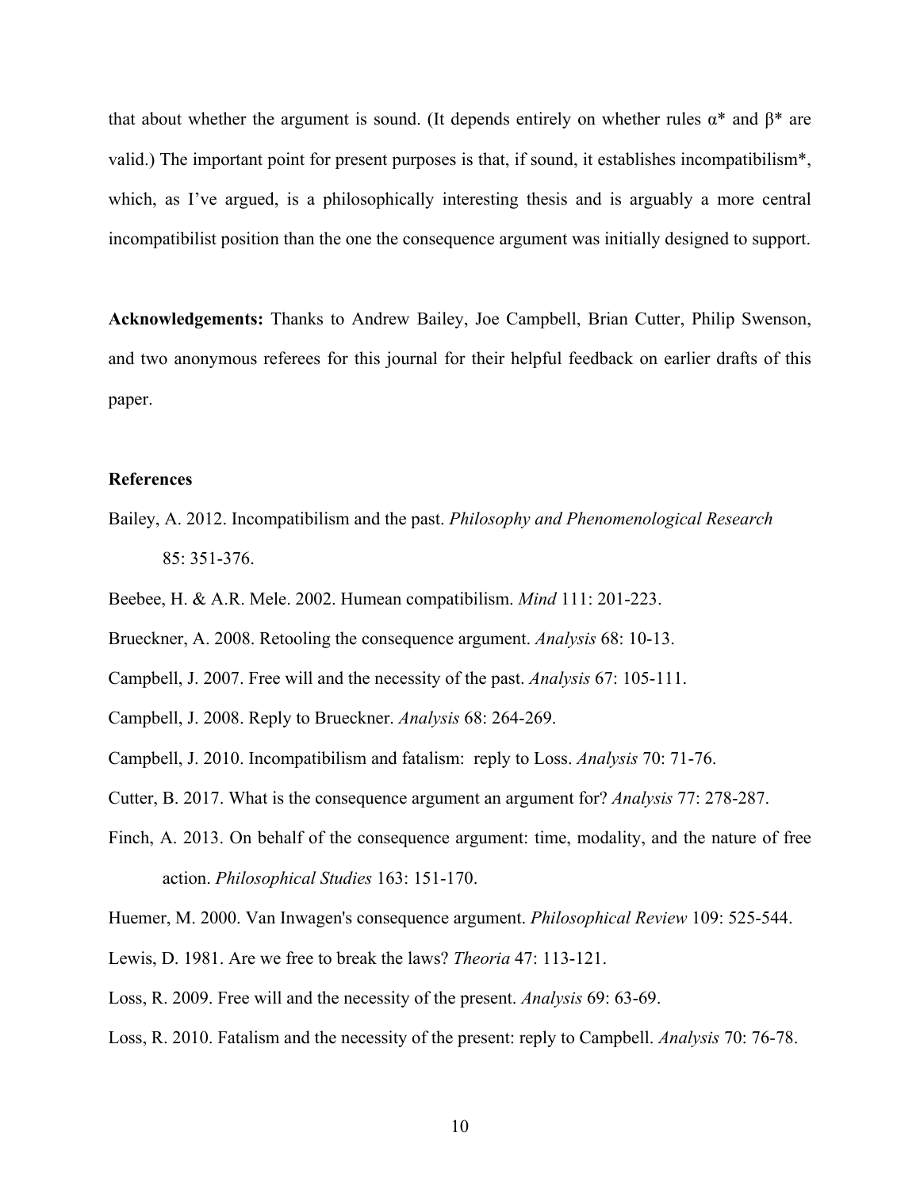that about whether the argument is sound. (It depends entirely on whether rules α* and β* are valid.) The important point for present purposes is that, if sound, it establishes incompatibilism*, which, as I've argued, is a philosophically interesting thesis and is arguably a more central incompatibilist position than the one the consequence argument was initially designed to support.

**Acknowledgements:** Thanks to Andrew Bailey, Joe Campbell, Brian Cutter, Philip Swenson, and two anonymous referees for this journal for their helpful feedback on earlier drafts of this paper.

**References**

Bailey, A. 2012. Incompatibilism and the past. *Philosophy and Phenomenological Research* 85: 351-376.

Beebee, H. & A.R. Mele. 2002. Humean compatibilism. *Mind* 111: 201-223.

Brueckner, A. 2008. Retooling the consequence argument. *Analysis* 68: 10-13.

Campbell, J. 2007. Free will and the necessity of the past. *Analysis* 67: 105-111.

Campbell, J. 2008. Reply to Brueckner. *Analysis* 68: 264-269.

Campbell, J. 2010. Incompatibilism and fatalism: reply to Loss. *Analysis* 70: 71-76.

Cutter, B. 2017. What is the consequence argument an argument for? *Analysis* 77: 278-287.

Finch, A. 2013. On behalf of the consequence argument: time, modality, and the nature of free action. *Philosophical Studies* 163: 151-170.

Huemer, M. 2000. Van Inwagen's consequence argument. *Philosophical Review* 109: 525-544.

Lewis, D. 1981. Are we free to break the laws? *Theoria* 47: 113-121.

Loss, R. 2009. Free will and the necessity of the present. *Analysis* 69: 63-69.

Loss, R. 2010. Fatalism and the necessity of the present: reply to Campbell. *Analysis* 70: 76-78.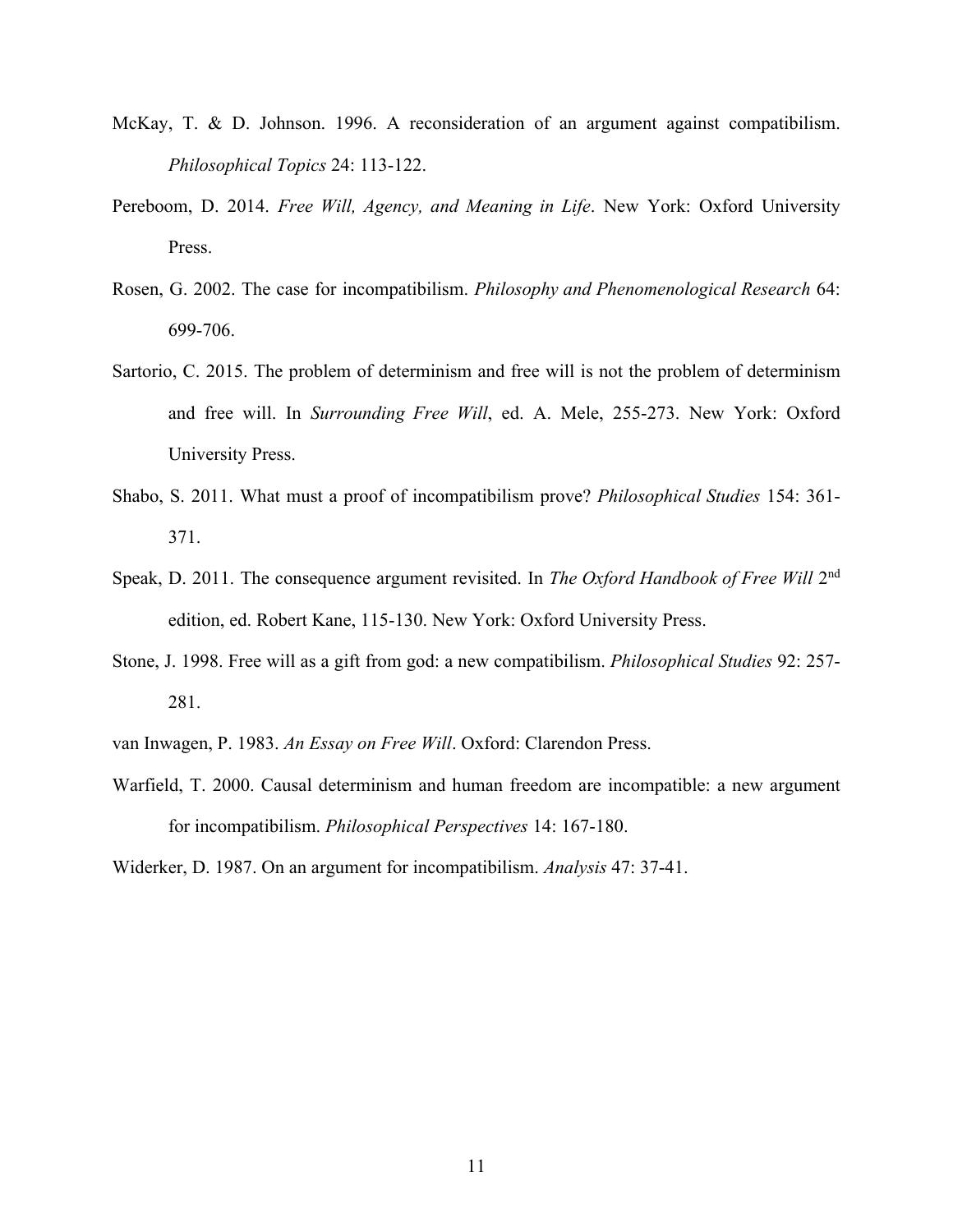McKay, T. & D. Johnson. 1996. A reconsideration of an argument against compatibilism. *Philosophical Topics* 24: 113-122.

Pereboom, D. 2014. *Free Will, Agency, and Meaning in Life*. New York: Oxford University Press.

Rosen, G. 2002. The case for incompatibilism. *Philosophy and Phenomenological Research* 64: 699-706.

Sartorio, C. 2015. The problem of determinism and free will is not the problem of determinism and free will. In *Surrounding Free Will*, ed. A. Mele, 255-273. New York: Oxford University Press.

Shabo, S. 2011. What must a proof of incompatibilism prove? *Philosophical Studies* 154: 361-371.

Speak, D. 2011. The consequence argument revisited. In *The Oxford Handbook of Free Will* 2nd edition, ed. Robert Kane, 115-130. New York: Oxford University Press.

Stone, J. 1998. Free will as a gift from god: a new compatibilism. *Philosophical Studies* 92: 257-281.

van Inwagen, P. 1983. *An Essay on Free Will*. Oxford: Clarendon Press.

Warfield, T. 2000. Causal determinism and human freedom are incompatible: a new argument for incompatibilism. *Philosophical Perspectives* 14: 167-180.

Widerker, D. 1987. On an argument for incompatibilism. *Analysis* 47: 37-41.